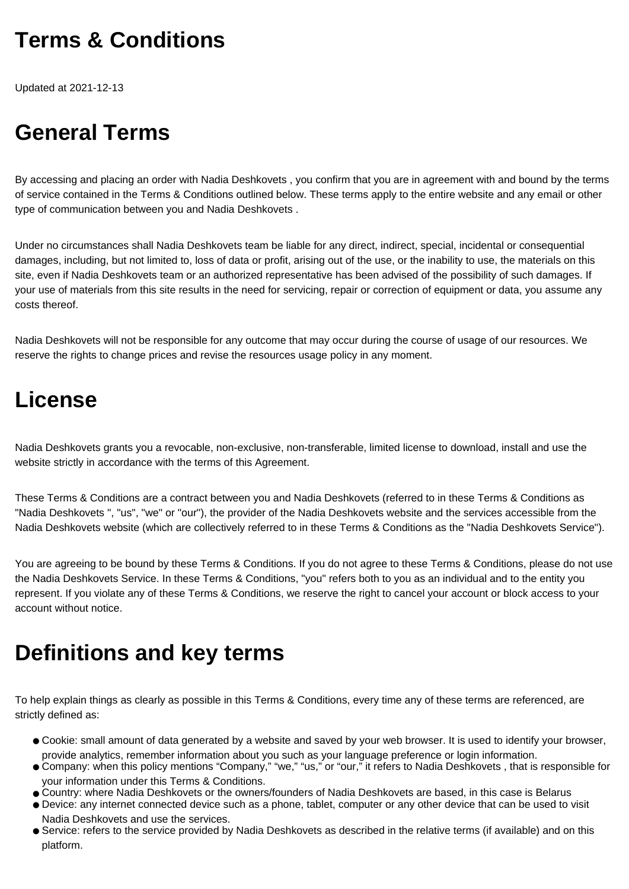# Terms & Conditions

Updated at 2021-12-13

# General Terms

By accessing and placing an order with Nadia Deshkovets , you confirm that you are in agreement with and bound by the terms of service contained in the Terms & Conditions outlined below. These terms apply to the entire website and any email or other type of communication between you and Nadia Deshkovets .

Under no circumstances shall Nadia Deshkovets team be liable for any direct, indirect, special, incidental or consequential damages, including, but not limited to, loss of data or profit, arising out of the use, or the inability to use, the materials on this site, even if Nadia Deshkovets team or an authorized representative has been advised of the possibility of such damages. If your use of materials from this site results in the need for servicing, repair or correction of equipment or data, you assume any costs thereof.

Nadia Deshkovets will not be responsible for any outcome that may occur during the course of usage of our resources. We reserve the rights to change prices and revise the resources usage policy in any moment.

# License

Nadia Deshkovets grants you a revocable, non-exclusive, non-transferable, limited license to download, install and use the website strictly in accordance with the terms of this Agreement.

These Terms & Conditions are a contract between you and Nadia Deshkovets (referred to in these Terms & Conditions as "Nadia Deshkovets ", "us", "we" or "our"), the provider of the Nadia Deshkovets website and the services accessible from the Nadia Deshkovets website (which are collectively referred to in these Terms & Conditions as the "Nadia Deshkovets Service").

You are agreeing to be bound by these Terms & Conditions. If you do not agree to these Terms & Conditions, please do not use the Nadia Deshkovets Service. In these Terms & Conditions, "you" refers both to you as an individual and to the entity you represent. If you violate any of these Terms & Conditions, we reserve the right to cancel your account or block access to your account without notice.

# Definitions and key terms

To help explain things as clearly as possible in this Terms & Conditions, every time any of these terms are referenced, are strictly defined as:

- Cookie: small amount of data generated by a website and saved by your web browser. It is used to identify your browser, provide analytics, remember information about you such as your language preference or login information.
- Company: when this policy mentions “Company,” “we,” “us,” or “our,” it refers to Nadia Deshkovets , that is responsible for your information under this Terms & Conditions.
- Country: where Nadia Deshkovets or the owners/founders of Nadia Deshkovets are based, in this case is Belarus
- Device: any internet connected device such as a phone, tablet, computer or any other device that can be used to visit Nadia Deshkovets and use the services.
- Service: refers to the service provided by Nadia Deshkovets as described in the relative terms (if available) and on this platform.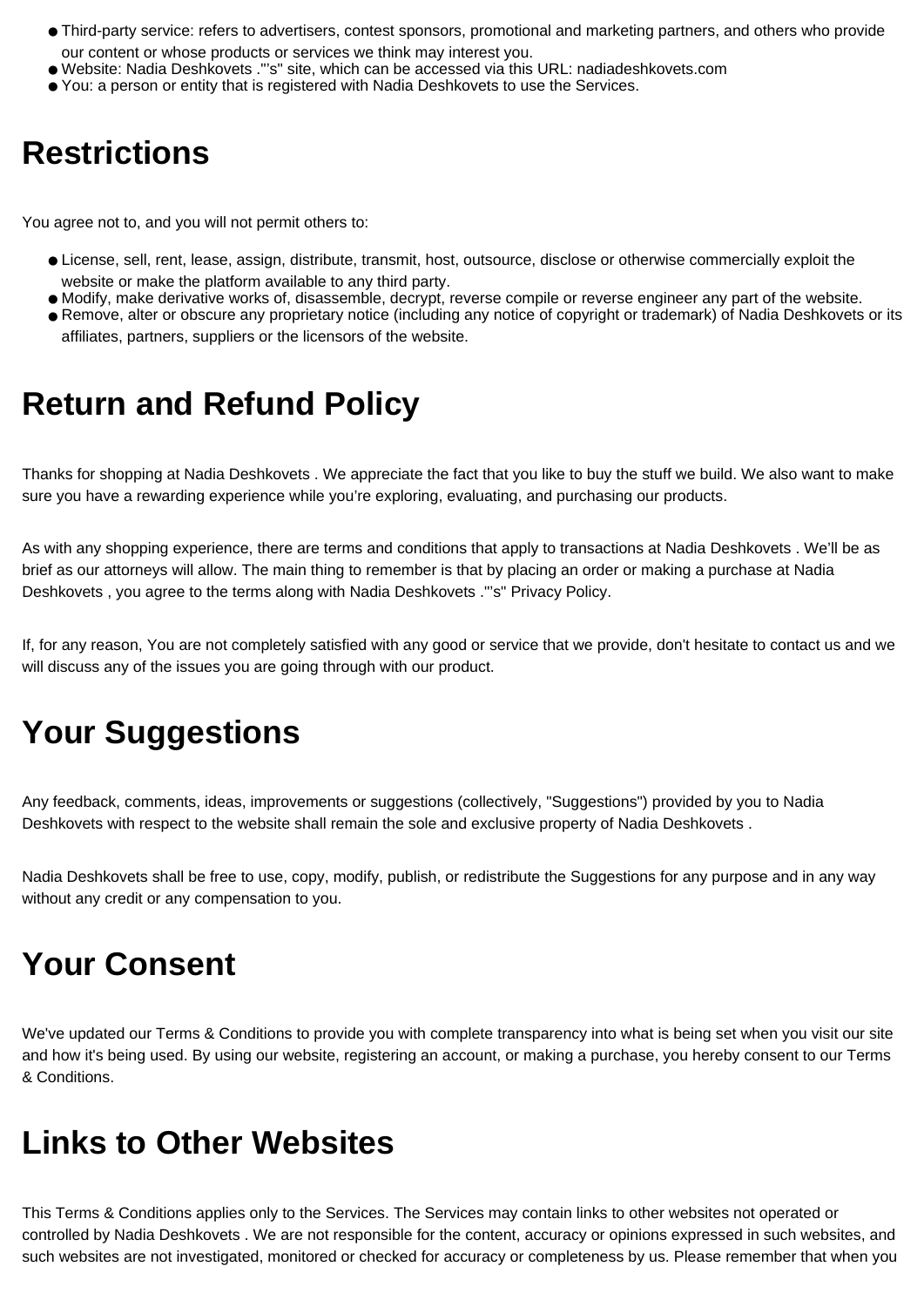- Third-party service: refers to advertisers, contest sponsors, promotional and marketing partners, and others who provide our content or whose products or services we think may interest you.
- Website: Nadia Deshkovets ."'s" site, which can be accessed via this URL: nadiadeshkovets.com
- You: a person or entity that is registered with Nadia Deshkovets to use the Services.

# Restrictions

You agree not to, and you will not permit others to:

- License, sell, rent, lease, assign, distribute, transmit, host, outsource, disclose or otherwise commercially exploit the website or make the platform available to any third party.
- Modify, make derivative works of, disassemble, decrypt, reverse compile or reverse engineer any part of the website.
- Remove, alter or obscure any proprietary notice (including any notice of copyright or trademark) of Nadia Deshkovets or its affiliates, partners, suppliers or the licensors of the website.

# Return and Refund Policy

Thanks for shopping at Nadia Deshkovets . We appreciate the fact that you like to buy the stuff we build. We also want to make sure you have a rewarding experience while you're exploring, evaluating, and purchasing our products.

As with any shopping experience, there are terms and conditions that apply to transactions at Nadia Deshkovets . We'll be as brief as our attorneys will allow. The main thing to remember is that by placing an order or making a purchase at Nadia Deshkovets , you agree to the terms along with Nadia Deshkovets ."'s" Privacy Policy.

If, for any reason, You are not completely satisfied with any good or service that we provide, don't hesitate to contact us and we will discuss any of the issues you are going through with our product.

# Your Suggestions

Any feedback, comments, ideas, improvements or suggestions (collectively, "Suggestions") provided by you to Nadia Deshkovets with respect to the website shall remain the sole and exclusive property of Nadia Deshkovets .

Nadia Deshkovets shall be free to use, copy, modify, publish, or redistribute the Suggestions for any purpose and in any way without any credit or any compensation to you.

# Your Consent

We've updated our Terms & Conditions to provide you with complete transparency into what is being set when you visit our site and how it's being used. By using our website, registering an account, or making a purchase, you hereby consent to our Terms & Conditions.

# Links to Other Websites

This Terms & Conditions applies only to the Services. The Services may contain links to other websites not operated or controlled by Nadia Deshkovets . We are not responsible for the content, accuracy or opinions expressed in such websites, and such websites are not investigated, monitored or checked for accuracy or completeness by us. Please remember that when you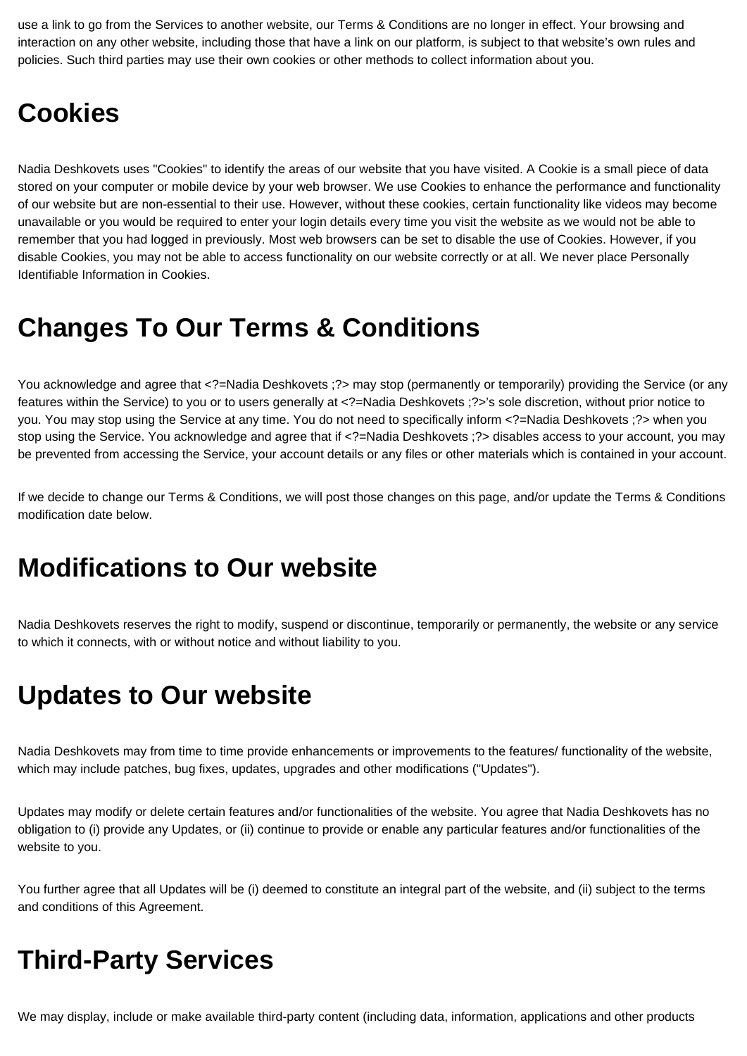use a link to go from the Services to another website, our Terms & Conditions are no longer in effect. Your browsing and interaction on any other website, including those that have a link on our platform, is subject to that website's own rules and policies. Such third parties may use their own cookies or other methods to collect information about you.

## Cookies

Nadia Deshkovets uses "Cookies" to identify the areas of our website that you have visited. A Cookie is a small piece of data stored on your computer or mobile device by your web browser. We use Cookies to enhance the performance and functionality of our website but are non-essential to their use. However, without these cookies, certain functionality like videos may become unavailable or you would be required to enter your login details every time you visit the website as we would not be able to remember that you had logged in previously. Most web browsers can be set to disable the use of Cookies. However, if you disable Cookies, you may not be able to access functionality on our website correctly or at all. We never place Personally Identifiable Information in Cookies.

## Changes To Our Terms & Conditions

You acknowledge and agree that <?=Nadia Deshkovets ;?> may stop (permanently or temporarily) providing the Service (or any features within the Service) to you or to users generally at <?=Nadia Deshkovets ;?>'s sole discretion, without prior notice to you. You may stop using the Service at any time. You do not need to specifically inform <?=Nadia Deshkovets ;?> when you stop using the Service. You acknowledge and agree that if <?=Nadia Deshkovets ;?> disables access to your account, you may be prevented from accessing the Service, your account details or any files or other materials which is contained in your account.

If we decide to change our Terms & Conditions, we will post those changes on this page, and/or update the Terms & Conditions modification date below.

## Modifications to Our website

Nadia Deshkovets reserves the right to modify, suspend or discontinue, temporarily or permanently, the website or any service to which it connects, with or without notice and without liability to you.

## Updates to Our website

Nadia Deshkovets may from time to time provide enhancements or improvements to the features/ functionality of the website, which may include patches, bug fixes, updates, upgrades and other modifications ("Updates").

Updates may modify or delete certain features and/or functionalities of the website. You agree that Nadia Deshkovets has no obligation to (i) provide any Updates, or (ii) continue to provide or enable any particular features and/or functionalities of the website to you.

You further agree that all Updates will be (i) deemed to constitute an integral part of the website, and (ii) subject to the terms and conditions of this Agreement.

## Third-Party Services

We may display, include or make available third-party content (including data, information, applications and other products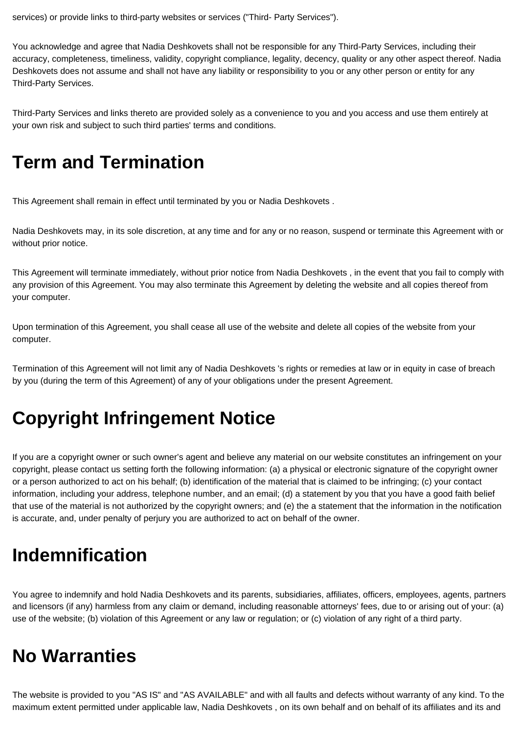services) or provide links to third-party websites or services ("Third- Party Services").

You acknowledge and agree that Nadia Deshkovets shall not be responsible for any Third-Party Services, including their accuracy, completeness, timeliness, validity, copyright compliance, legality, decency, quality or any other aspect thereof. Nadia Deshkovets does not assume and shall not have any liability or responsibility to you or any other person or entity for any Third-Party Services.

Third-Party Services and links thereto are provided solely as a convenience to you and you access and use them entirely at your own risk and subject to such third parties' terms and conditions.

# Term and Termination

This Agreement shall remain in effect until terminated by you or Nadia Deshkovets .

Nadia Deshkovets may, in its sole discretion, at any time and for any or no reason, suspend or terminate this Agreement with or without prior notice.

This Agreement will terminate immediately, without prior notice from Nadia Deshkovets , in the event that you fail to comply with any provision of this Agreement. You may also terminate this Agreement by deleting the website and all copies thereof from your computer.

Upon termination of this Agreement, you shall cease all use of the website and delete all copies of the website from your computer.

Termination of this Agreement will not limit any of Nadia Deshkovets 's rights or remedies at law or in equity in case of breach by you (during the term of this Agreement) of any of your obligations under the present Agreement.

# Copyright Infringement Notice

If you are a copyright owner or such owner's agent and believe any material on our website constitutes an infringement on your copyright, please contact us setting forth the following information: (a) a physical or electronic signature of the copyright owner or a person authorized to act on his behalf; (b) identification of the material that is claimed to be infringing; (c) your contact information, including your address, telephone number, and an email; (d) a statement by you that you have a good faith belief that use of the material is not authorized by the copyright owners; and (e) the a statement that the information in the notification is accurate, and, under penalty of perjury you are authorized to act on behalf of the owner.

# Indemnification

You agree to indemnify and hold Nadia Deshkovets and its parents, subsidiaries, affiliates, officers, employees, agents, partners and licensors (if any) harmless from any claim or demand, including reasonable attorneys' fees, due to or arising out of your: (a) use of the website; (b) violation of this Agreement or any law or regulation; or (c) violation of any right of a third party.

# No Warranties

The website is provided to you "AS IS" and "AS AVAILABLE" and with all faults and defects without warranty of any kind. To the maximum extent permitted under applicable law, Nadia Deshkovets , on its own behalf and on behalf of its affiliates and its and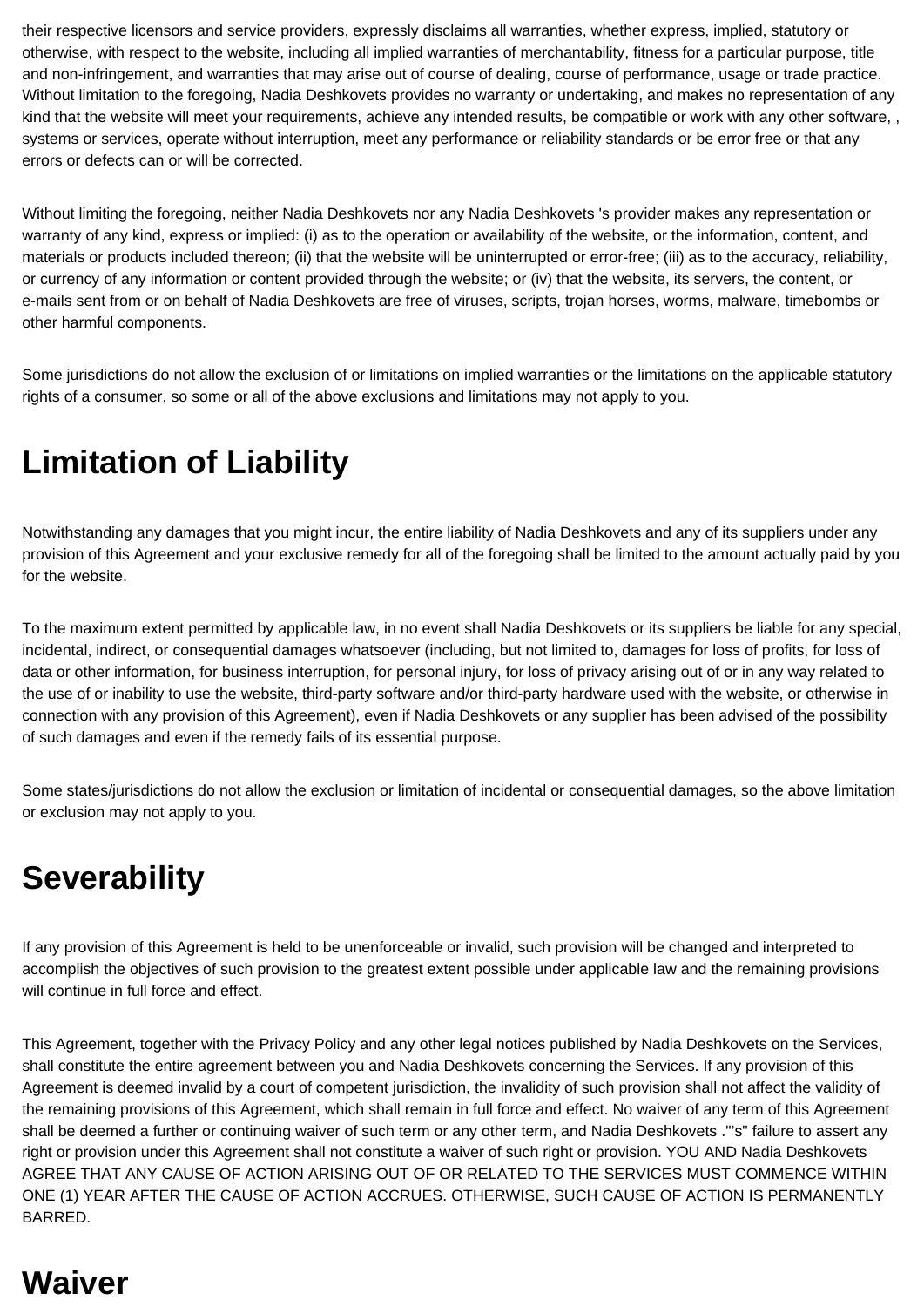their respective licensors and service providers, expressly disclaims all warranties, whether express, implied, statutory or otherwise, with respect to the website, including all implied warranties of merchantability, fitness for a particular purpose, title and non-infringement, and warranties that may arise out of course of dealing, course of performance, usage or trade practice. Without limitation to the foregoing, Nadia Deshkovets provides no warranty or undertaking, and makes no representation of any kind that the website will meet your requirements, achieve any intended results, be compatible or work with any other software, , systems or services, operate without interruption, meet any performance or reliability standards or be error free or that any errors or defects can or will be corrected.

Without limiting the foregoing, neither Nadia Deshkovets nor any Nadia Deshkovets 's provider makes any representation or warranty of any kind, express or implied: (i) as to the operation or availability of the website, or the information, content, and materials or products included thereon; (ii) that the website will be uninterrupted or error-free; (iii) as to the accuracy, reliability, or currency of any information or content provided through the website; or (iv) that the website, its servers, the content, or e-mails sent from or on behalf of Nadia Deshkovets are free of viruses, scripts, trojan horses, worms, malware, timebombs or other harmful components.

Some jurisdictions do not allow the exclusion of or limitations on implied warranties or the limitations on the applicable statutory rights of a consumer, so some or all of the above exclusions and limitations may not apply to you.

# Limitation of Liability

Notwithstanding any damages that you might incur, the entire liability of Nadia Deshkovets and any of its suppliers under any provision of this Agreement and your exclusive remedy for all of the foregoing shall be limited to the amount actually paid by you for the website.

To the maximum extent permitted by applicable law, in no event shall Nadia Deshkovets or its suppliers be liable for any special, incidental, indirect, or consequential damages whatsoever (including, but not limited to, damages for loss of profits, for loss of data or other information, for business interruption, for personal injury, for loss of privacy arising out of or in any way related to the use of or inability to use the website, third-party software and/or third-party hardware used with the website, or otherwise in connection with any provision of this Agreement), even if Nadia Deshkovets or any supplier has been advised of the possibility of such damages and even if the remedy fails of its essential purpose.

Some states/jurisdictions do not allow the exclusion or limitation of incidental or consequential damages, so the above limitation or exclusion may not apply to you.

# Severability

If any provision of this Agreement is held to be unenforceable or invalid, such provision will be changed and interpreted to accomplish the objectives of such provision to the greatest extent possible under applicable law and the remaining provisions will continue in full force and effect.

This Agreement, together with the Privacy Policy and any other legal notices published by Nadia Deshkovets on the Services, shall constitute the entire agreement between you and Nadia Deshkovets concerning the Services. If any provision of this Agreement is deemed invalid by a court of competent jurisdiction, the invalidity of such provision shall not affect the validity of the remaining provisions of this Agreement, which shall remain in full force and effect. No waiver of any term of this Agreement shall be deemed a further or continuing waiver of such term or any other term, and Nadia Deshkovets ."'s" failure to assert any right or provision under this Agreement shall not constitute a waiver of such right or provision. YOU AND Nadia Deshkovets AGREE THAT ANY CAUSE OF ACTION ARISING OUT OF OR RELATED TO THE SERVICES MUST COMMENCE WITHIN ONE (1) YEAR AFTER THE CAUSE OF ACTION ACCRUES. OTHERWISE, SUCH CAUSE OF ACTION IS PERMANENTLY BARRED.

# Waiver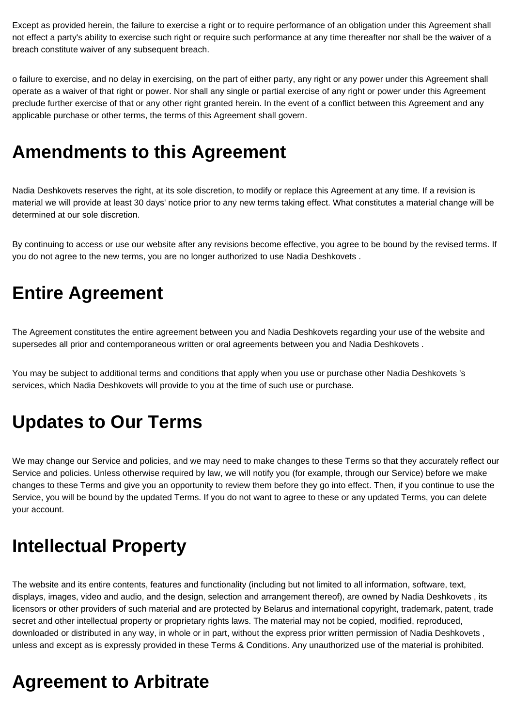Except as provided herein, the failure to exercise a right or to require performance of an obligation under this Agreement shall not effect a party's ability to exercise such right or require such performance at any time thereafter nor shall be the waiver of a breach constitute waiver of any subsequent breach.

o failure to exercise, and no delay in exercising, on the part of either party, any right or any power under this Agreement shall operate as a waiver of that right or power. Nor shall any single or partial exercise of any right or power under this Agreement preclude further exercise of that or any other right granted herein. In the event of a conflict between this Agreement and any applicable purchase or other terms, the terms of this Agreement shall govern.

## Amendments to this Agreement

Nadia Deshkovets reserves the right, at its sole discretion, to modify or replace this Agreement at any time. If a revision is material we will provide at least 30 days' notice prior to any new terms taking effect. What constitutes a material change will be determined at our sole discretion.

By continuing to access or use our website after any revisions become effective, you agree to be bound by the revised terms. If you do not agree to the new terms, you are no longer authorized to use Nadia Deshkovets .

## Entire Agreement

The Agreement constitutes the entire agreement between you and Nadia Deshkovets regarding your use of the website and supersedes all prior and contemporaneous written or oral agreements between you and Nadia Deshkovets .

You may be subject to additional terms and conditions that apply when you use or purchase other Nadia Deshkovets 's services, which Nadia Deshkovets will provide to you at the time of such use or purchase.

## Updates to Our Terms

We may change our Service and policies, and we may need to make changes to these Terms so that they accurately reflect our Service and policies. Unless otherwise required by law, we will notify you (for example, through our Service) before we make changes to these Terms and give you an opportunity to review them before they go into effect. Then, if you continue to use the Service, you will be bound by the updated Terms. If you do not want to agree to these or any updated Terms, you can delete your account.

## Intellectual Property

The website and its entire contents, features and functionality (including but not limited to all information, software, text, displays, images, video and audio, and the design, selection and arrangement thereof), are owned by Nadia Deshkovets , its licensors or other providers of such material and are protected by Belarus and international copyright, trademark, patent, trade secret and other intellectual property or proprietary rights laws. The material may not be copied, modified, reproduced, downloaded or distributed in any way, in whole or in part, without the express prior written permission of Nadia Deshkovets , unless and except as is expressly provided in these Terms & Conditions. Any unauthorized use of the material is prohibited.

## Agreement to Arbitrate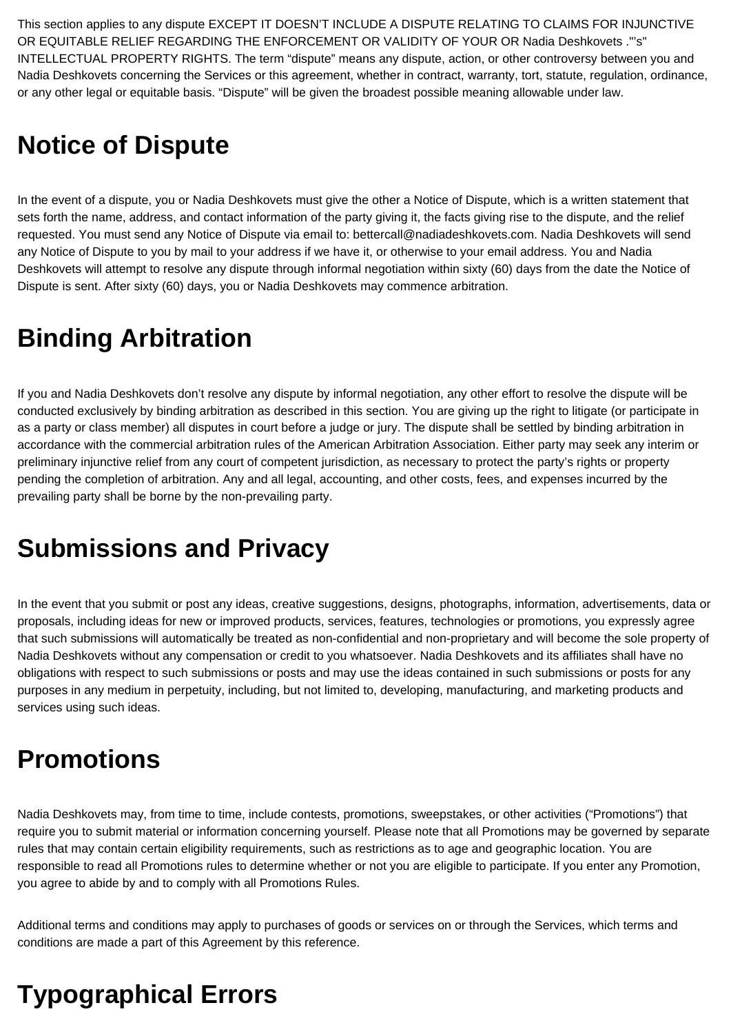This section applies to any dispute EXCEPT IT DOESN'T INCLUDE A DISPUTE RELATING TO CLAIMS FOR INJUNCTIVE OR EQUITABLE RELIEF REGARDING THE ENFORCEMENT OR VALIDITY OF YOUR OR Nadia Deshkovets ."'s" INTELLECTUAL PROPERTY RIGHTS. The term "dispute" means any dispute, action, or other controversy between you and Nadia Deshkovets concerning the Services or this agreement, whether in contract, warranty, tort, statute, regulation, ordinance, or any other legal or equitable basis. "Dispute" will be given the broadest possible meaning allowable under law.

# Notice of Dispute

In the event of a dispute, you or Nadia Deshkovets must give the other a Notice of Dispute, which is a written statement that sets forth the name, address, and contact information of the party giving it, the facts giving rise to the dispute, and the relief requested. You must send any Notice of Dispute via email to: bettercall@nadiadeshkovets.com. Nadia Deshkovets will send any Notice of Dispute to you by mail to your address if we have it, or otherwise to your email address. You and Nadia Deshkovets will attempt to resolve any dispute through informal negotiation within sixty (60) days from the date the Notice of Dispute is sent. After sixty (60) days, you or Nadia Deshkovets may commence arbitration.

# Binding Arbitration

If you and Nadia Deshkovets don't resolve any dispute by informal negotiation, any other effort to resolve the dispute will be conducted exclusively by binding arbitration as described in this section. You are giving up the right to litigate (or participate in as a party or class member) all disputes in court before a judge or jury. The dispute shall be settled by binding arbitration in accordance with the commercial arbitration rules of the American Arbitration Association. Either party may seek any interim or preliminary injunctive relief from any court of competent jurisdiction, as necessary to protect the party's rights or property pending the completion of arbitration. Any and all legal, accounting, and other costs, fees, and expenses incurred by the prevailing party shall be borne by the non-prevailing party.

# Submissions and Privacy

In the event that you submit or post any ideas, creative suggestions, designs, photographs, information, advertisements, data or proposals, including ideas for new or improved products, services, features, technologies or promotions, you expressly agree that such submissions will automatically be treated as non-confidential and non-proprietary and will become the sole property of Nadia Deshkovets without any compensation or credit to you whatsoever. Nadia Deshkovets and its affiliates shall have no obligations with respect to such submissions or posts and may use the ideas contained in such submissions or posts for any purposes in any medium in perpetuity, including, but not limited to, developing, manufacturing, and marketing products and services using such ideas.

# Promotions

Nadia Deshkovets may, from time to time, include contests, promotions, sweepstakes, or other activities ("Promotions") that require you to submit material or information concerning yourself. Please note that all Promotions may be governed by separate rules that may contain certain eligibility requirements, such as restrictions as to age and geographic location. You are responsible to read all Promotions rules to determine whether or not you are eligible to participate. If you enter any Promotion, you agree to abide by and to comply with all Promotions Rules.

Additional terms and conditions may apply to purchases of goods or services on or through the Services, which terms and conditions are made a part of this Agreement by this reference.

# Typographical Errors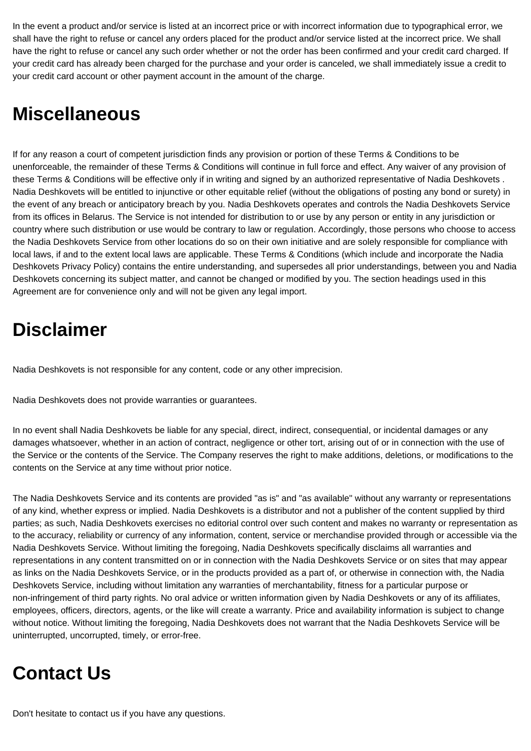In the event a product and/or service is listed at an incorrect price or with incorrect information due to typographical error, we shall have the right to refuse or cancel any orders placed for the product and/or service listed at the incorrect price. We shall have the right to refuse or cancel any such order whether or not the order has been confirmed and your credit card charged. If your credit card has already been charged for the purchase and your order is canceled, we shall immediately issue a credit to your credit card account or other payment account in the amount of the charge.

# Miscellaneous

If for any reason a court of competent jurisdiction finds any provision or portion of these Terms & Conditions to be unenforceable, the remainder of these Terms & Conditions will continue in full force and effect. Any waiver of any provision of these Terms & Conditions will be effective only if in writing and signed by an authorized representative of Nadia Deshkovets . Nadia Deshkovets will be entitled to injunctive or other equitable relief (without the obligations of posting any bond or surety) in the event of any breach or anticipatory breach by you. Nadia Deshkovets operates and controls the Nadia Deshkovets Service from its offices in Belarus. The Service is not intended for distribution to or use by any person or entity in any jurisdiction or country where such distribution or use would be contrary to law or regulation. Accordingly, those persons who choose to access the Nadia Deshkovets Service from other locations do so on their own initiative and are solely responsible for compliance with local laws, if and to the extent local laws are applicable. These Terms & Conditions (which include and incorporate the Nadia Deshkovets Privacy Policy) contains the entire understanding, and supersedes all prior understandings, between you and Nadia Deshkovets concerning its subject matter, and cannot be changed or modified by you. The section headings used in this Agreement are for convenience only and will not be given any legal import.

# Disclaimer

Nadia Deshkovets is not responsible for any content, code or any other imprecision.

Nadia Deshkovets does not provide warranties or guarantees.

In no event shall Nadia Deshkovets be liable for any special, direct, indirect, consequential, or incidental damages or any damages whatsoever, whether in an action of contract, negligence or other tort, arising out of or in connection with the use of the Service or the contents of the Service. The Company reserves the right to make additions, deletions, or modifications to the contents on the Service at any time without prior notice.

The Nadia Deshkovets Service and its contents are provided "as is" and "as available" without any warranty or representations of any kind, whether express or implied. Nadia Deshkovets is a distributor and not a publisher of the content supplied by third parties; as such, Nadia Deshkovets exercises no editorial control over such content and makes no warranty or representation as to the accuracy, reliability or currency of any information, content, service or merchandise provided through or accessible via the Nadia Deshkovets Service. Without limiting the foregoing, Nadia Deshkovets specifically disclaims all warranties and representations in any content transmitted on or in connection with the Nadia Deshkovets Service or on sites that may appear as links on the Nadia Deshkovets Service, or in the products provided as a part of, or otherwise in connection with, the Nadia Deshkovets Service, including without limitation any warranties of merchantability, fitness for a particular purpose or non-infringement of third party rights. No oral advice or written information given by Nadia Deshkovets or any of its affiliates, employees, officers, directors, agents, or the like will create a warranty. Price and availability information is subject to change without notice. Without limiting the foregoing, Nadia Deshkovets does not warrant that the Nadia Deshkovets Service will be uninterrupted, uncorrupted, timely, or error-free.

# Contact Us

Don't hesitate to contact us if you have any questions.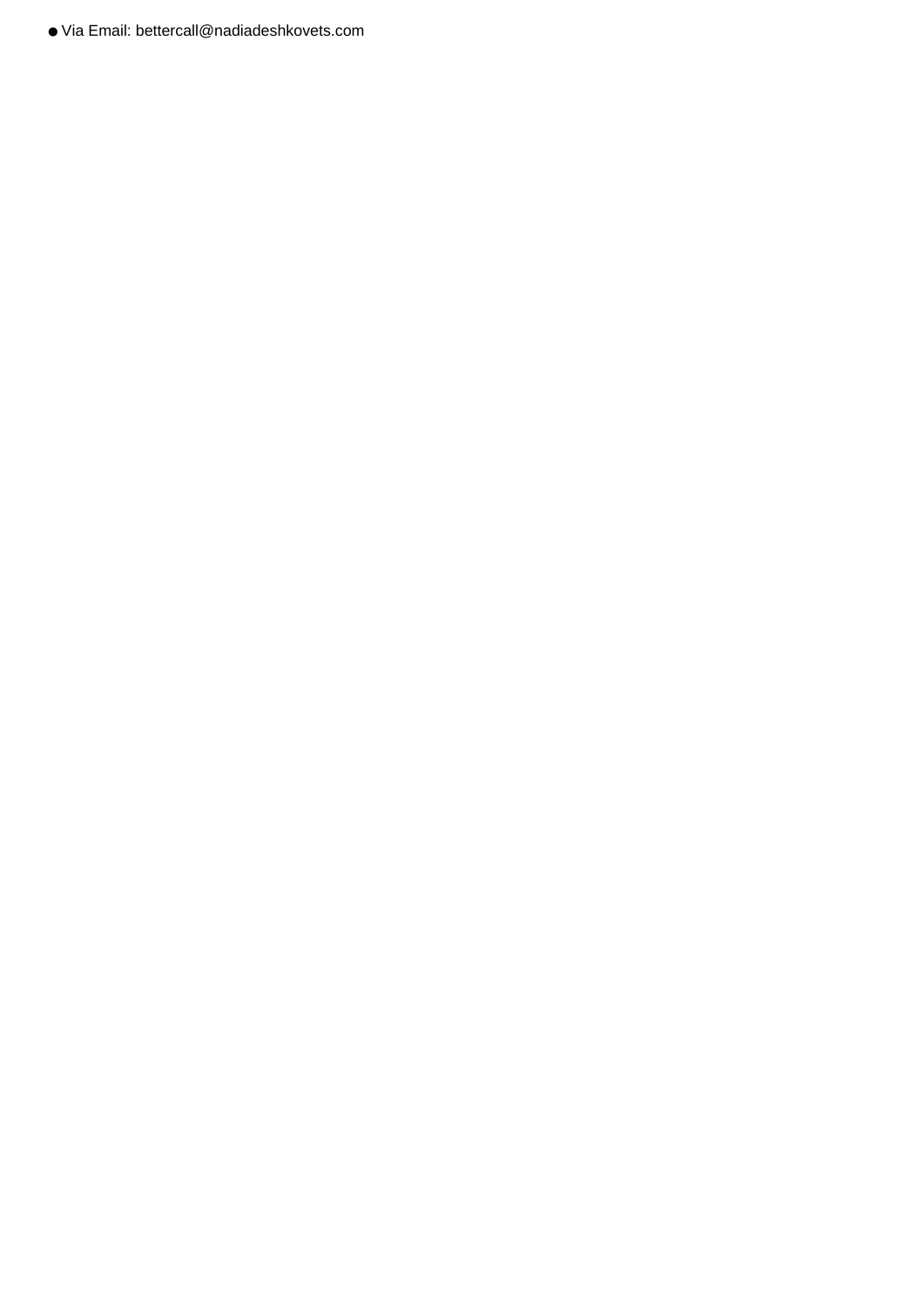- Via Email: bettercall@nadiadeshkovets.com